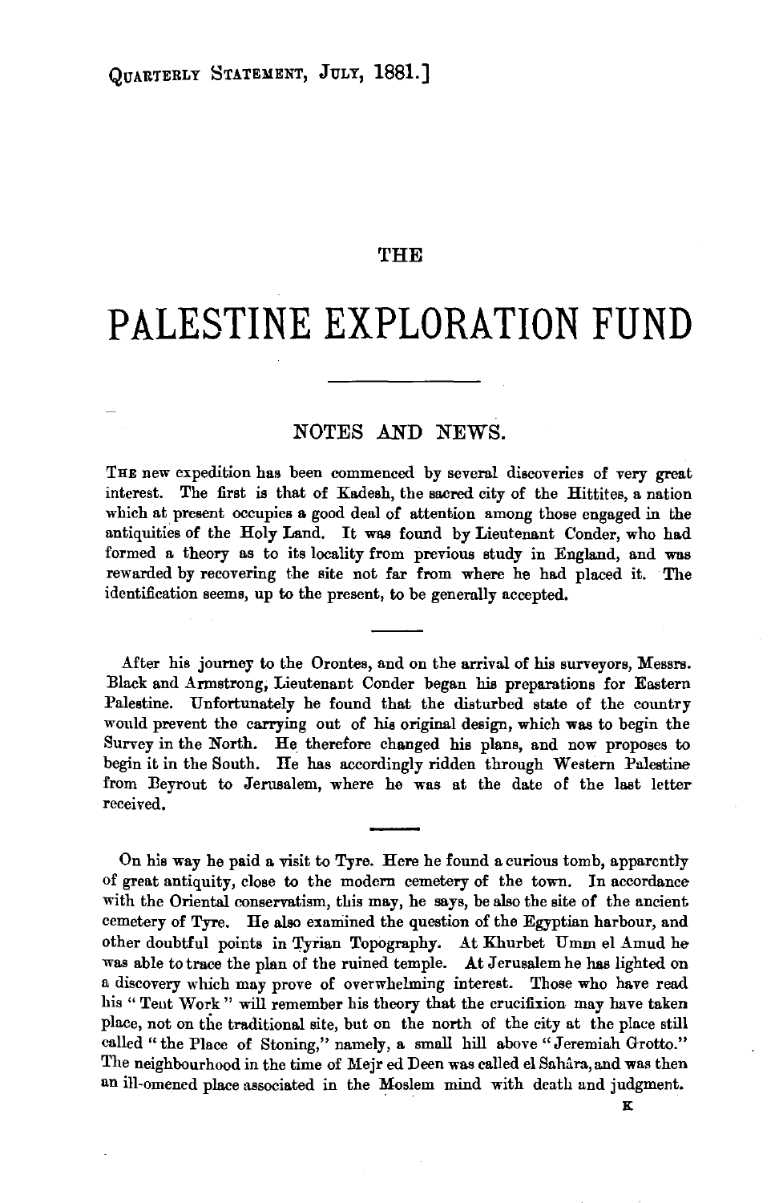# THE

# PALESTINE EXPLORATION FUND

## NOTES AND NEWS.

THE new expedition has been commenced by several discoveries of very great interest. The first is that of Kadesh, the sacred city of the Hittites, a nation which at present occupies a good deal of attention among those engaged in the antiquities of the Holy Land. It was found by Lieutenant Conder, who had formed a theory as to its locality from previous study in England, and was rewarded by recovering the site not far from where he had placed it. The identification seems, up to the present, to be generally accepted.

After his journey to the Orontes, and on the arrival of his surveyors, Messrs. Black and Armstrong, Lieutenant Conder began his preparations for Eastern Palestine. Unfortunately he found that the disturbed state of the country would prevent the carrying out of his original design, which was to begin the Survey in the North. He therefore changed his plans, and now proposes to begin it in the South. He has accordingly ridden through Western Palestine from Beyrout to Jerusalem, where he was at the date of the last letter received.

On his way he paid a visit to Tyre. Here he found a curious tomb, apparently of great antiquity, close to the modern cemetery of the town. In accordance with the Oriental conservatism, this may, he says, be also the site of the ancient cemetery of Tyre. He also examined the question of the Egyptian harbour, and other doubtful points in Tyrian Topography. At Khurbet Umm el Amud he was able to trace the plan of the ruined temple. At Jerusalem he has lighted on a discovery which may prove of overwhelming interest. Those who have read his "Tent Work" will remember his theory that the crucifixion may have taken place, not on the traditional site, but on the north of the city at the place still called "the Place of Stoning," namely, a small hill above "Jeremiah Grotto." The neighbourhood in the time of Mejr ed Deen was called el Sahâra, and was then an ill-omened place associated in the Moslem mind with death and judgment.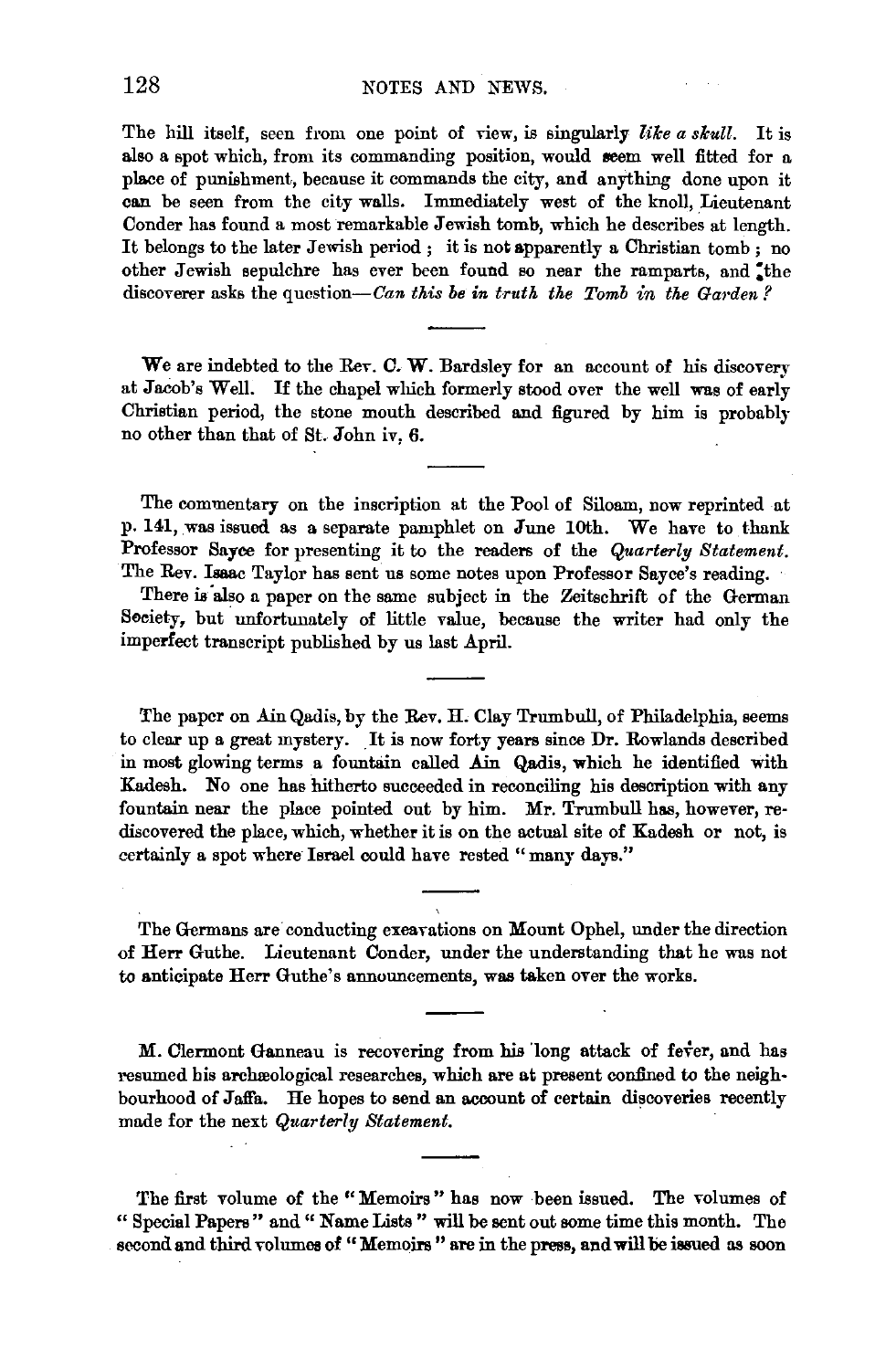The hill itself, seen from one point of view, is singularly *like a skull*. It is also a spot which, from its commanding position, would seem well fitted for a place of punishment, because it commands the city, and anything done upon it can be seen from the city walls. Immediately west of the knoll, Lieutenant Conder has found a most remarkable Jewish tomb, which he describes at length. It belongs to the later Jewish period; it is not apparently a Christian tomb; no other Jewish sepulchre has ever been found so near the ramparts, and the discoverer asks the question—*Can this be in truth the Tomb in the Garden?*

---

We are indebted to the Rev. C. W. Bardsley for an account of his discovery at Jacob's Well. If the chapel which formerly stood over the well was of early Christian period, the stone mouth described and figured by him is probably no other than that of St. John iv, 6.

---

The commentary on the inscription at the Pool of Siloam, now reprinted at p. 141, was issued as a separate pamphlet on June 10th. We have to thank Professor Sayce for presenting it to the readers of the *Quarterly Statement*. The Rev. Isaac Taylor has sent us some notes upon Professor Sayce's reading.

There is also a paper on the same subject in the Zeitschrift of the German Society, but unfortunately of little value, because the writer had only the imperfect transcript published by us last April.

---

The paper on Ain Qadis, by the Rev. H. Clay Trumbull, of Philadelphia, seems to clear up a great mystery. It is now forty years since Dr. Rowlands described in most glowing terms a fountain called Ain Qadis, which he identified with Kadesh. No one has hitherto succeeded in reconciling his description with any fountain near the place pointed out by him. Mr. Trumbull has, however, rediscovered the place, which, whether it is on the actual site of Kadesh or not, is certainly a spot where Israel could have rested "many days."

---

The Germans are conducting excavations on Mount Ophel, under the direction of Herr Guthe. Lieutenant Conder, under the understanding that he was not to anticipate Herr Guthe's announcements, was taken over the works.

---

M. Clermont Ganneau is recovering from his long attack of fever, and has resumed his archæological researches, which are at present confined to the neighbourhood of Jaffa. He hopes to send an account of certain discoveries recently made for the next *Quarterly Statement*.

---

The first volume of the "Memoirs" has now been issued. The volumes of "Special Papers" and "Name Lists" will be sent out some time this month. The second and third volumes of "Memoirs" are in the press, and will be issued as soon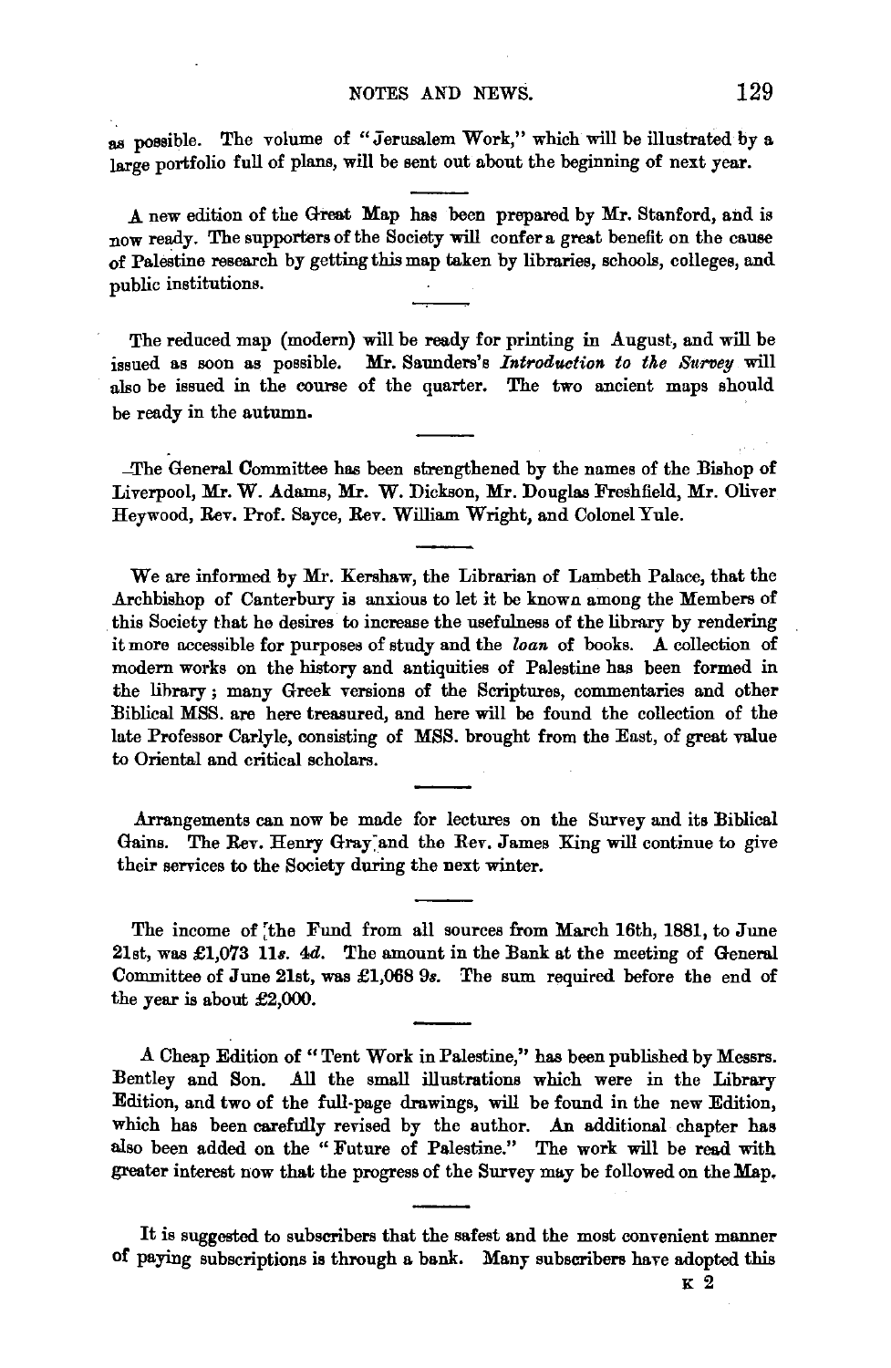as possible. The volume of "Jerusalem Work," which will be illustrated by a large portfolio full of plans, will be sent out about the beginning of next year.

---

A new edition of the Great Map has been prepared by Mr. Stanford, and is now ready. The supporters of the Society will confer a great benefit on the cause of Palestine research by getting this map taken by libraries, schools, colleges, and public institutions.

---

The reduced map (modern) will be ready for printing in August, and will be issued as soon as possible. Mr. Saunders's *Introduction to the Survey* will also be issued in the course of the quarter. The two ancient maps should be ready in the autumn.

---

The General Committee has been strengthened by the names of the Bishop of Liverpool, Mr. W. Adams, Mr. W. Dickson, Mr. Douglas Freshfield, Mr. Oliver Heywood, Rev. Prof. Sayce, Rev. William Wright, and Colonel Yule.

---

We are informed by Mr. Kershaw, the Librarian of Lambeth Palace, that the Archbishop of Canterbury is anxious to let it be known among the Members of this Society that he desires to increase the usefulness of the library by rendering it more accessible for purposes of study and the *loan* of books. A collection of modern works on the history and antiquities of Palestine has been formed in the library; many Greek versions of the Scriptures, commentaries and other Biblical MSS. are here treasured, and here will be found the collection of the late Professor Carlyle, consisting of MSS. brought from the East, of great value to Oriental and critical scholars.

---

Arrangements can now be made for lectures on the Survey and its Biblical Gains. The Rev. Henry Gray and the Rev. James King will continue to give their services to the Society during the next winter.

---

The income of the Fund from all sources from March 16th, 1881, to June 21st, was £1,073 11*s.* 4*d.* The amount in the Bank at the meeting of General Committee of June 21st, was £1,068 9*s.* The sum required before the end of the year is about £2,000.

---

A Cheap Edition of "Tent Work in Palestine," has been published by Messrs. Bentley and Son. All the small illustrations which were in the Library Edition, and two of the full-page drawings, will be found in the new Edition, which has been carefully revised by the author. An additional chapter has also been added on the "Future of Palestine." The work will be read with greater interest now that the progress of the Survey may be followed on the Map.

---

It is suggested to subscribers that the safest and the most convenient manner of paying subscriptions is through a bank. Many subscribers have adopted this

K 2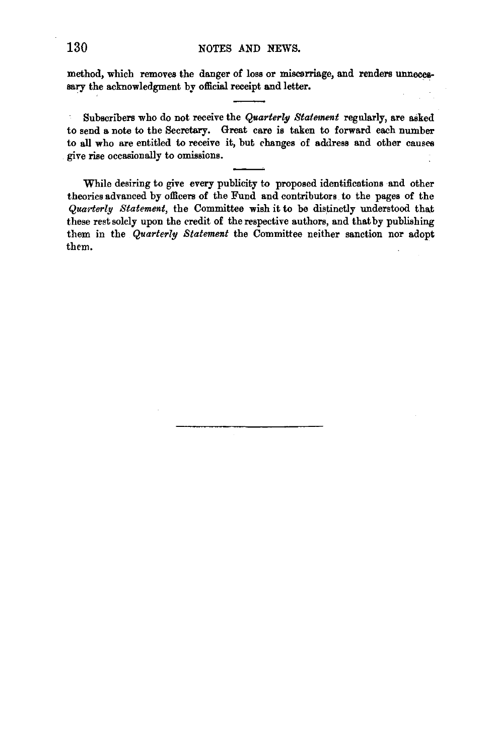method, which removes the danger of loss or miscarriage, and renders unnecessary the acknowledgment by official receipt and letter.

---

Subscribers who do not receive the *Quarterly Statement* regularly, are asked to send a note to the Secretary. Great care is taken to forward each number to all who are entitled to receive it, but changes of address and other causes give rise occasionally to omissions.

---

While desiring to give every publicity to proposed identifications and other theories advanced by officers of the Fund and contributors to the pages of the *Quarterly Statement*, the Committee wish it to be distinctly understood that these rest solely upon the credit of the respective authors, and that by publishing them in the *Quarterly Statement* the Committee neither sanction nor adopt them.